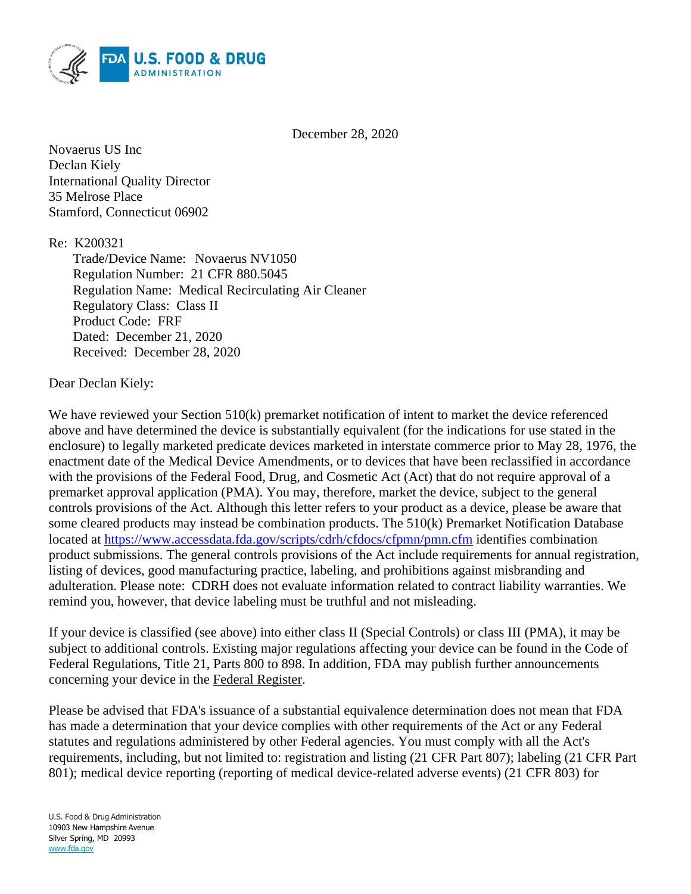December 28, 2020

Novaerus US Inc
Declan Kiely
International Quality Director
35 Melrose Place
Stamford, Connecticut 06902

Re: K200321

Trade/Device Name: Novaerus NV1050
Regulation Number: 21 CFR 880.5045
Regulation Name: Medical Recirculating Air Cleaner
Regulatory Class: Class II
Product Code: FRF
Dated: December 21, 2020
Received: December 28, 2020

Dear Declan Kiely:

We have reviewed your Section 510(k) premarket notification of intent to market the device referenced above and have determined the device is substantially equivalent (for the indications for use stated in the enclosure) to legally marketed predicate devices marketed in interstate commerce prior to May 28, 1976, the enactment date of the Medical Device Amendments, or to devices that have been reclassified in accordance with the provisions of the Federal Food, Drug, and Cosmetic Act (Act) that do not require approval of a premarket approval application (PMA). You may, therefore, market the device, subject to the general controls provisions of the Act. Although this letter refers to your product as a device, please be aware that some cleared products may instead be combination products. The 510(k) Premarket Notification Database located at https://www.accessdata.fda.gov/scripts/cdrh/cfdocs/cfpmn/pmn.cfm identifies combination product submissions. The general controls provisions of the Act include requirements for annual registration, listing of devices, good manufacturing practice, labeling, and prohibitions against misbranding and adulteration. Please note: CDRH does not evaluate information related to contract liability warranties. We remind you, however, that device labeling must be truthful and not misleading.

If your device is classified (see above) into either class II (Special Controls) or class III (PMA), it may be subject to additional controls. Existing major regulations affecting your device can be found in the Code of Federal Regulations, Title 21, Parts 800 to 898. In addition, FDA may publish further announcements concerning your device in the Federal Register.

Please be advised that FDA's issuance of a substantial equivalence determination does not mean that FDA has made a determination that your device complies with other requirements of the Act or any Federal statutes and regulations administered by other Federal agencies. You must comply with all the Act's requirements, including, but not limited to: registration and listing (21 CFR Part 807); labeling (21 CFR Part 801); medical device reporting (reporting of medical device-related adverse events) (21 CFR 803) for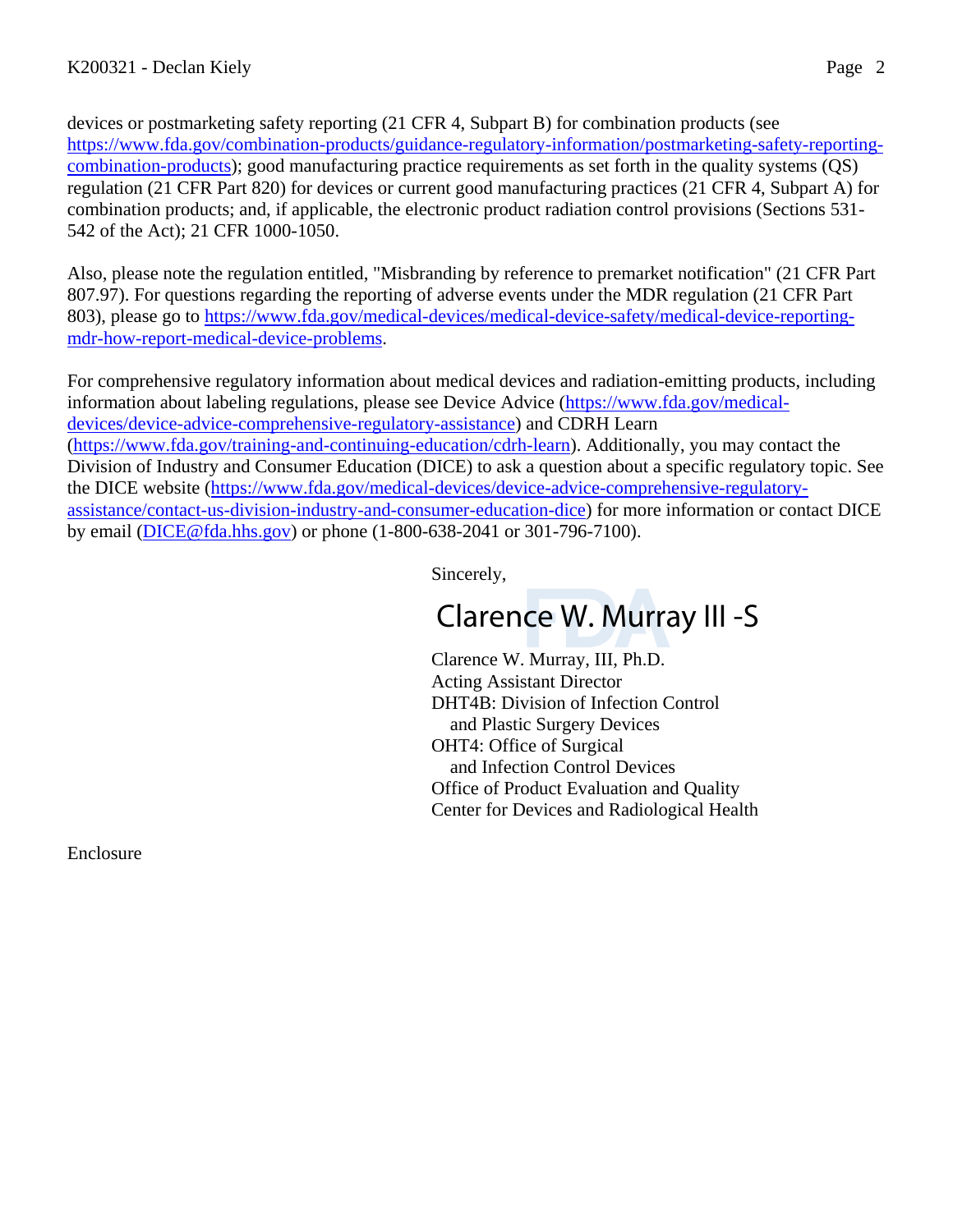devices or postmarketing safety reporting (21 CFR 4, Subpart B) for combination products (see https://www.fda.gov/combination-products/guidance-regulatory-information/postmarketing-safety-reporting-combination-products); good manufacturing practice requirements as set forth in the quality systems (QS) regulation (21 CFR Part 820) for devices or current good manufacturing practices (21 CFR 4, Subpart A) for combination products; and, if applicable, the electronic product radiation control provisions (Sections 531-542 of the Act); 21 CFR 1000-1050.

Also, please note the regulation entitled, "Misbranding by reference to premarket notification" (21 CFR Part 807.97). For questions regarding the reporting of adverse events under the MDR regulation (21 CFR Part 803), please go to https://www.fda.gov/medical-devices/medical-device-safety/medical-device-reporting-mdr-how-report-medical-device-problems.

For comprehensive regulatory information about medical devices and radiation-emitting products, including information about labeling regulations, please see Device Advice (https://www.fda.gov/medical-devices/device-advice-comprehensive-regulatory-assistance) and CDRH Learn (https://www.fda.gov/training-and-continuing-education/cdrh-learn). Additionally, you may contact the Division of Industry and Consumer Education (DICE) to ask a question about a specific regulatory topic. See the DICE website (https://www.fda.gov/medical-devices/device-advice-comprehensive-regulatory-assistance/contact-us-division-industry-and-consumer-education-dice) for more information or contact DICE by email (DICE@fda.hhs.gov) or phone (1-800-638-2041 or 301-796-7100).

Sincerely,

Clarence W. Murray III -S

Clarence W. Murray, III, Ph.D.
Acting Assistant Director
DHT4B: Division of Infection Control
and Plastic Surgery Devices
OHT4: Office of Surgical
and Infection Control Devices
Office of Product Evaluation and Quality
Center for Devices and Radiological Health

Enclosure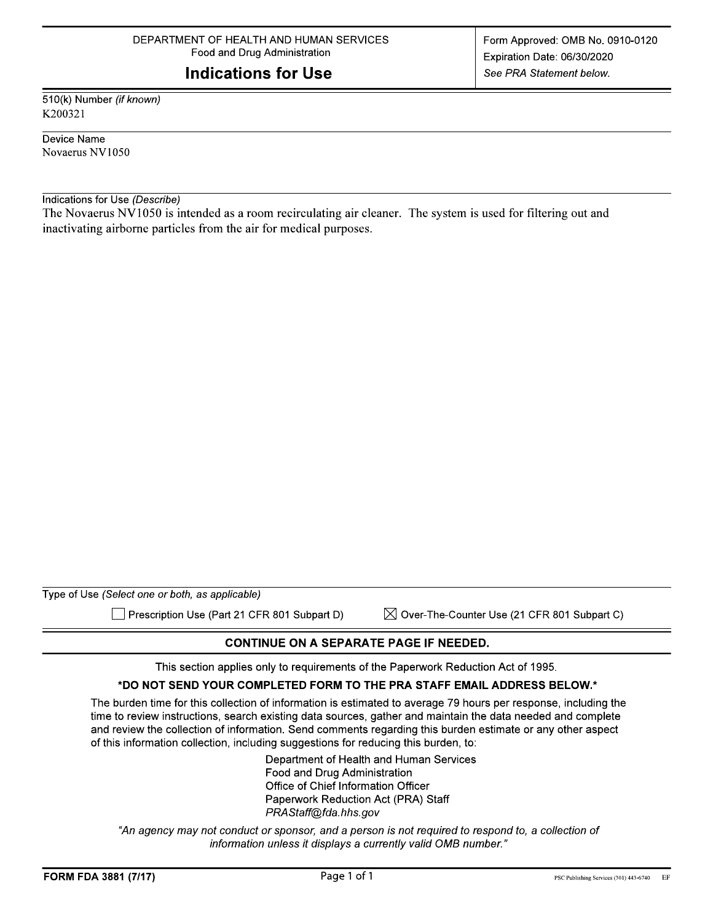DEPARTMENT OF HEALTH AND HUMAN SERVICES
Food and Drug Administration

# Indications for Use

Form Approved: OMB No. 0910-0120
Expiration Date: 06/30/2020
*See PRA Statement below.*

510(k) Number *(if known)*
K200321

Device Name
Novaerus NV1050

Indications for Use *(Describe)*
The Novaerus NV1050 is intended as a room recirculating air cleaner. The system is used for filtering out and inactivating airborne particles from the air for medical purposes.

Type of Use *(Select one or both, as applicable)*

☐ Prescription Use (Part 21 CFR 801 Subpart D) ☒ Over-The-Counter Use (21 CFR 801 Subpart C)

**CONTINUE ON A SEPARATE PAGE IF NEEDED.**

This section applies only to requirements of the Paperwork Reduction Act of 1995.

**\*DO NOT SEND YOUR COMPLETED FORM TO THE PRA STAFF EMAIL ADDRESS BELOW.\***

The burden time for this collection of information is estimated to average 79 hours per response, including the time to review instructions, search existing data sources, gather and maintain the data needed and complete and review the collection of information. Send comments regarding this burden estimate or any other aspect of this information collection, including suggestions for reducing this burden, to:

Department of Health and Human Services
Food and Drug Administration
Office of Chief Information Officer
Paperwork Reduction Act (PRA) Staff
*PRAStaff@fda.hhs.gov*

*"An agency may not conduct or sponsor, and a person is not required to respond to, a collection of information unless it displays a currently valid OMB number."*

**FORM FDA 3881 (7/17)** PSC Publishing Services (301) 443-6740 EF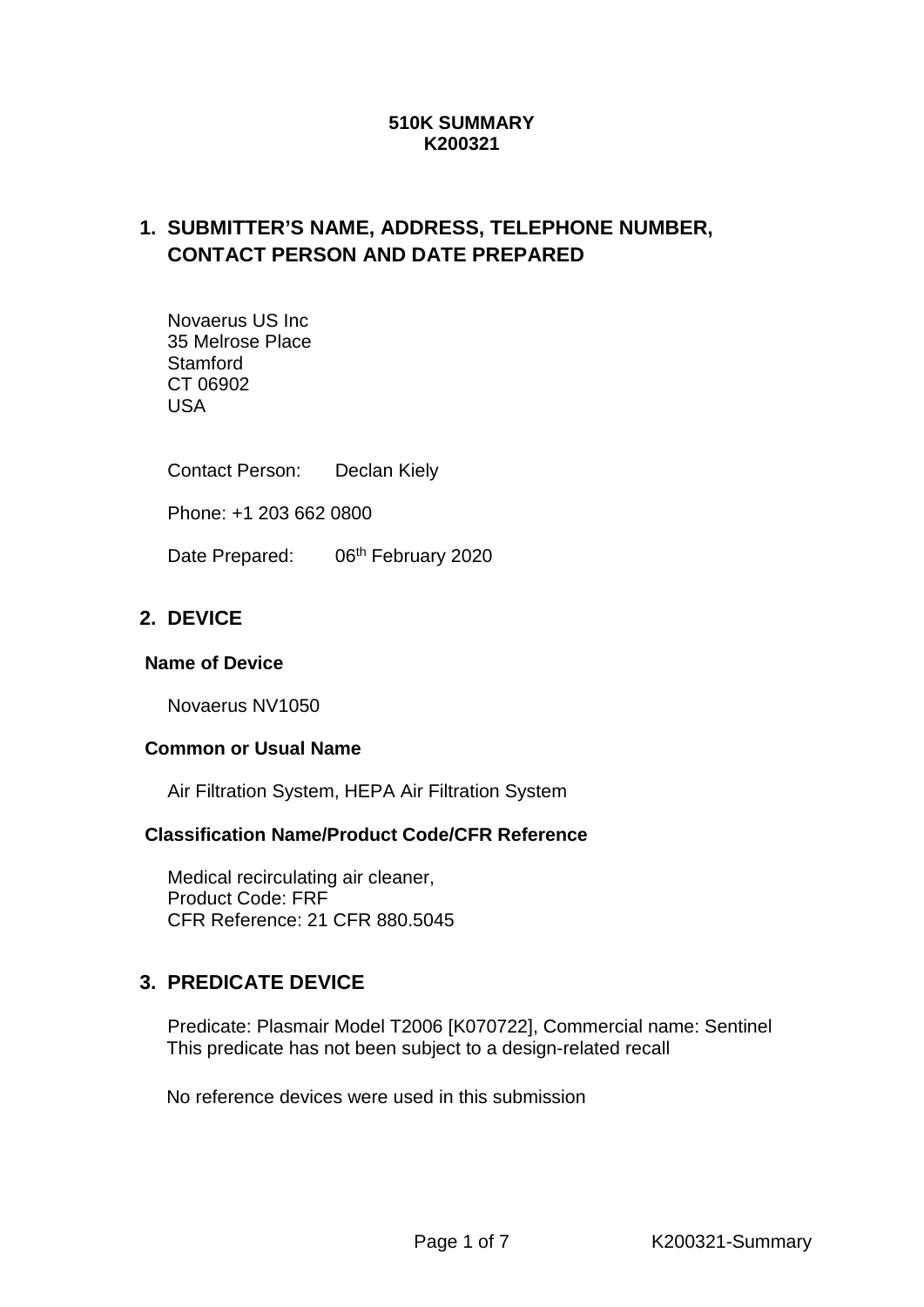**510K SUMMARY**
**K200321**

## 1. SUBMITTER'S NAME, ADDRESS, TELEPHONE NUMBER, CONTACT PERSON AND DATE PREPARED

Novaerus US Inc
35 Melrose Place
Stamford
CT 06902
USA

Contact Person: Declan Kiely

Phone: +1 203 662 0800

Date Prepared: 06th February 2020

## 2. DEVICE

### Name of Device

Novaerus NV1050

### Common or Usual Name

Air Filtration System, HEPA Air Filtration System

### Classification Name/Product Code/CFR Reference

Medical recirculating air cleaner,
Product Code: FRF
CFR Reference: 21 CFR 880.5045

## 3. PREDICATE DEVICE

Predicate: Plasmair Model T2006 [K070722], Commercial name: Sentinel
This predicate has not been subject to a design-related recall

No reference devices were used in this submission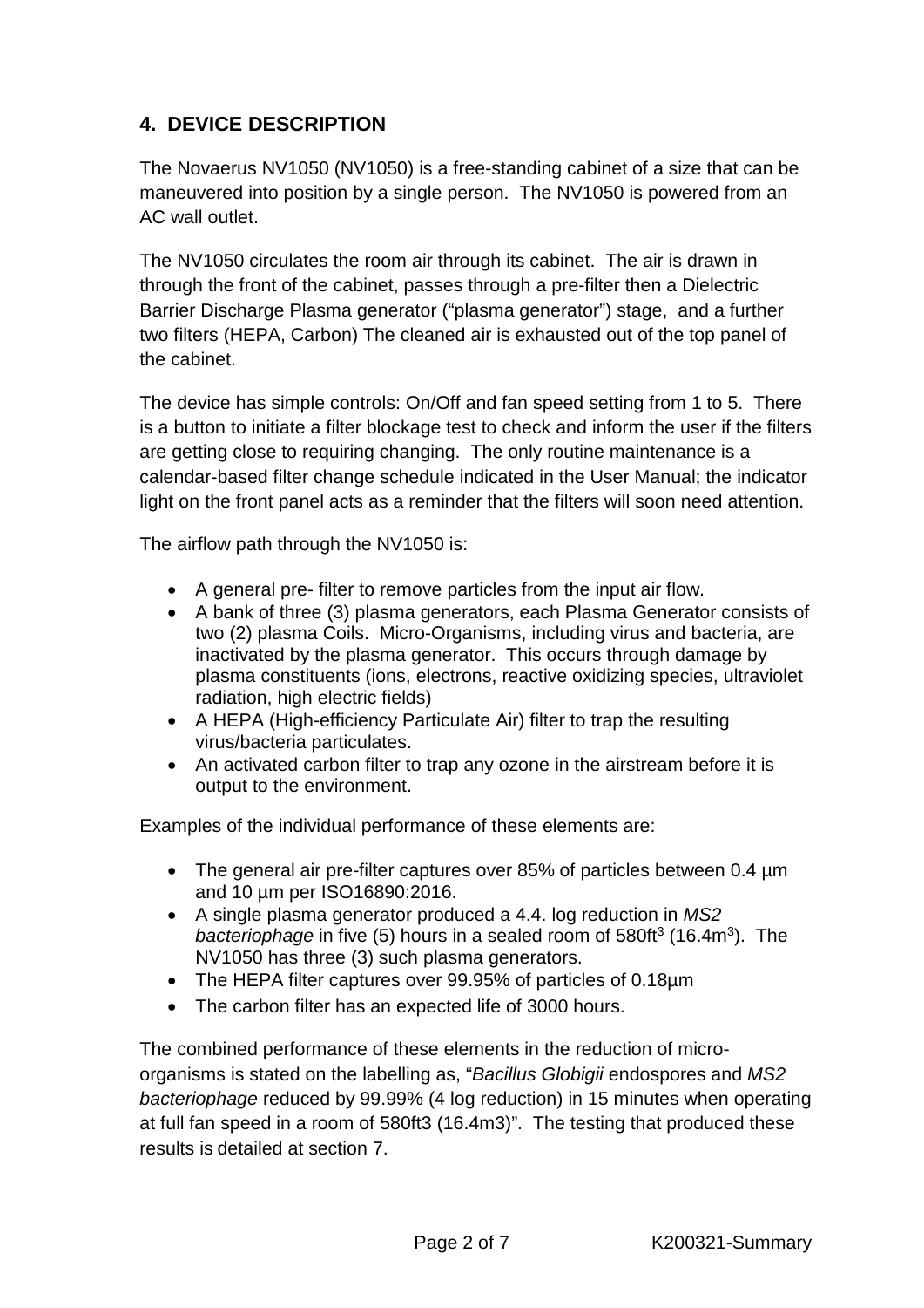## 4. DEVICE DESCRIPTION

The Novaerus NV1050 (NV1050) is a free-standing cabinet of a size that can be maneuvered into position by a single person. The NV1050 is powered from an AC wall outlet.

The NV1050 circulates the room air through its cabinet. The air is drawn in through the front of the cabinet, passes through a pre-filter then a Dielectric Barrier Discharge Plasma generator ("plasma generator") stage, and a further two filters (HEPA, Carbon) The cleaned air is exhausted out of the top panel of the cabinet.

The device has simple controls: On/Off and fan speed setting from 1 to 5. There is a button to initiate a filter blockage test to check and inform the user if the filters are getting close to requiring changing. The only routine maintenance is a calendar-based filter change schedule indicated in the User Manual; the indicator light on the front panel acts as a reminder that the filters will soon need attention.

The airflow path through the NV1050 is:

- A general pre- filter to remove particles from the input air flow.
- A bank of three (3) plasma generators, each Plasma Generator consists of two (2) plasma Coils. Micro-Organisms, including virus and bacteria, are inactivated by the plasma generator. This occurs through damage by plasma constituents (ions, electrons, reactive oxidizing species, ultraviolet radiation, high electric fields)
- A HEPA (High-efficiency Particulate Air) filter to trap the resulting virus/bacteria particulates.
- An activated carbon filter to trap any ozone in the airstream before it is output to the environment.

Examples of the individual performance of these elements are:

- The general air pre-filter captures over 85% of particles between 0.4 µm and 10 µm per ISO16890:2016.
- A single plasma generator produced a 4.4. log reduction in *MS2 bacteriophage* in five (5) hours in a sealed room of 580ft$^3$ (16.4m$^3$). The NV1050 has three (3) such plasma generators.
- The HEPA filter captures over 99.95% of particles of 0.18µm
- The carbon filter has an expected life of 3000 hours.

The combined performance of these elements in the reduction of micro-organisms is stated on the labelling as, "*Bacillus Globigii* endospores and *MS2 bacteriophage* reduced by 99.99% (4 log reduction) in 15 minutes when operating at full fan speed in a room of 580ft3 (16.4m3)". The testing that produced these results is detailed at section 7.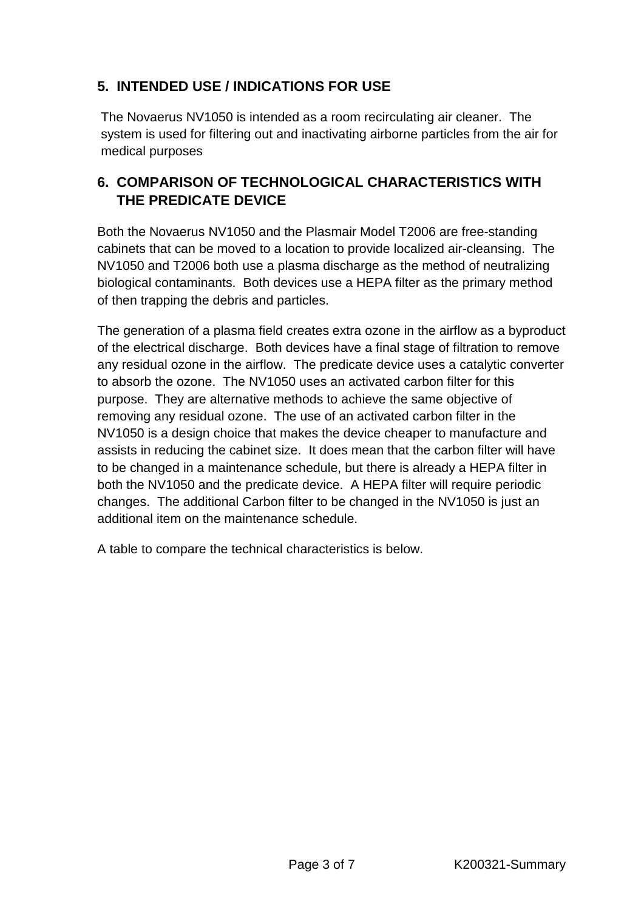## 5. INTENDED USE / INDICATIONS FOR USE

The Novaerus NV1050 is intended as a room recirculating air cleaner. The system is used for filtering out and inactivating airborne particles from the air for medical purposes

## 6. COMPARISON OF TECHNOLOGICAL CHARACTERISTICS WITH THE PREDICATE DEVICE

Both the Novaerus NV1050 and the Plasmair Model T2006 are free-standing cabinets that can be moved to a location to provide localized air-cleansing. The NV1050 and T2006 both use a plasma discharge as the method of neutralizing biological contaminants. Both devices use a HEPA filter as the primary method of then trapping the debris and particles.

The generation of a plasma field creates extra ozone in the airflow as a byproduct of the electrical discharge. Both devices have a final stage of filtration to remove any residual ozone in the airflow. The predicate device uses a catalytic converter to absorb the ozone. The NV1050 uses an activated carbon filter for this purpose. They are alternative methods to achieve the same objective of removing any residual ozone. The use of an activated carbon filter in the NV1050 is a design choice that makes the device cheaper to manufacture and assists in reducing the cabinet size. It does mean that the carbon filter will have to be changed in a maintenance schedule, but there is already a HEPA filter in both the NV1050 and the predicate device. A HEPA filter will require periodic changes. The additional Carbon filter to be changed in the NV1050 is just an additional item on the maintenance schedule.

A table to compare the technical characteristics is below.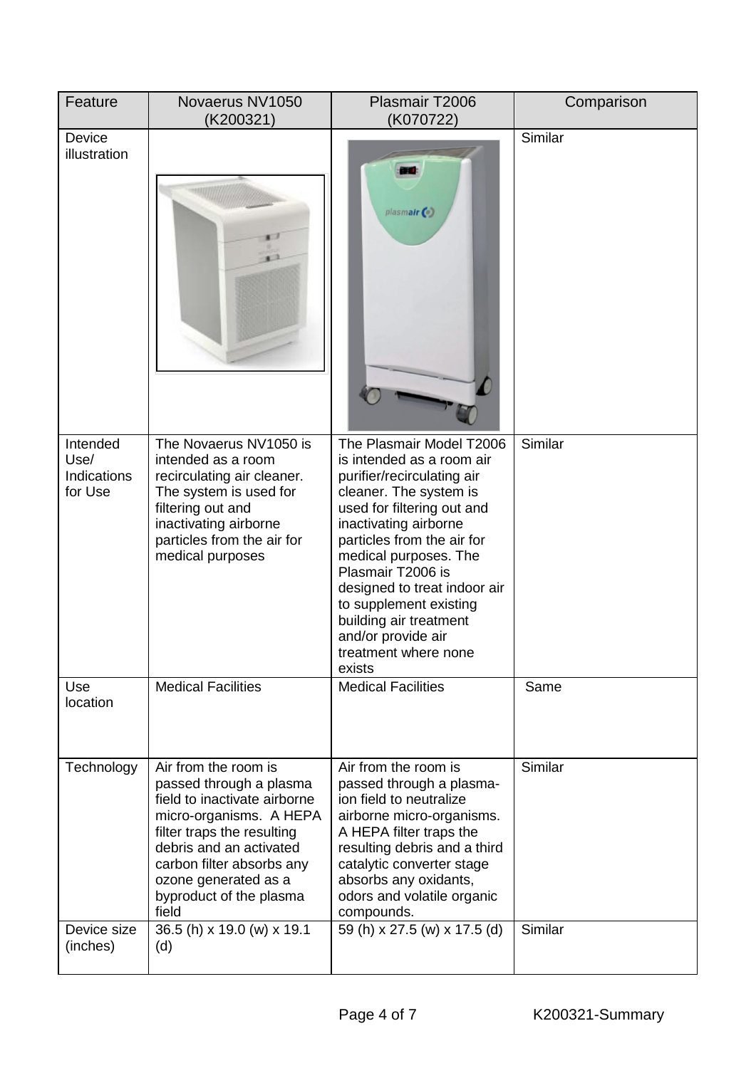| Feature | Novaerus NV1050 (K200321) | Plasmair T2006 (K070722) | Comparison |
|---|---|---|---|
| Device illustration | | plasmair | Similar |
| Intended Use/ Indications for Use | The Novaerus NV1050 is intended as a room recirculating air cleaner. The system is used for filtering out and inactivating airborne particles from the air for medical purposes | The Plasmair Model T2006 is intended as a room air purifier/recirculating air cleaner. The system is used for filtering out and inactivating airborne particles from the air for medical purposes. The Plasmair T2006 is designed to treat indoor air to supplement existing building air treatment and/or provide air treatment where none exists | Similar |
| Use location | Medical Facilities | Medical Facilities | Same |
| Technology | Air from the room is passed through a plasma field to inactivate airborne micro-organisms. A HEPA filter traps the resulting debris and an activated carbon filter absorbs any ozone generated as a byproduct of the plasma field | Air from the room is passed through a plasma-ion field to neutralize airborne micro-organisms. A HEPA filter traps the resulting debris and a third catalytic converter stage absorbs any oxidants, odors and volatile organic compounds. | Similar |
| Device size (inches) | 36.5 (h) x 19.0 (w) x 19.1 (d) | 59 (h) x 27.5 (w) x 17.5 (d) | Similar |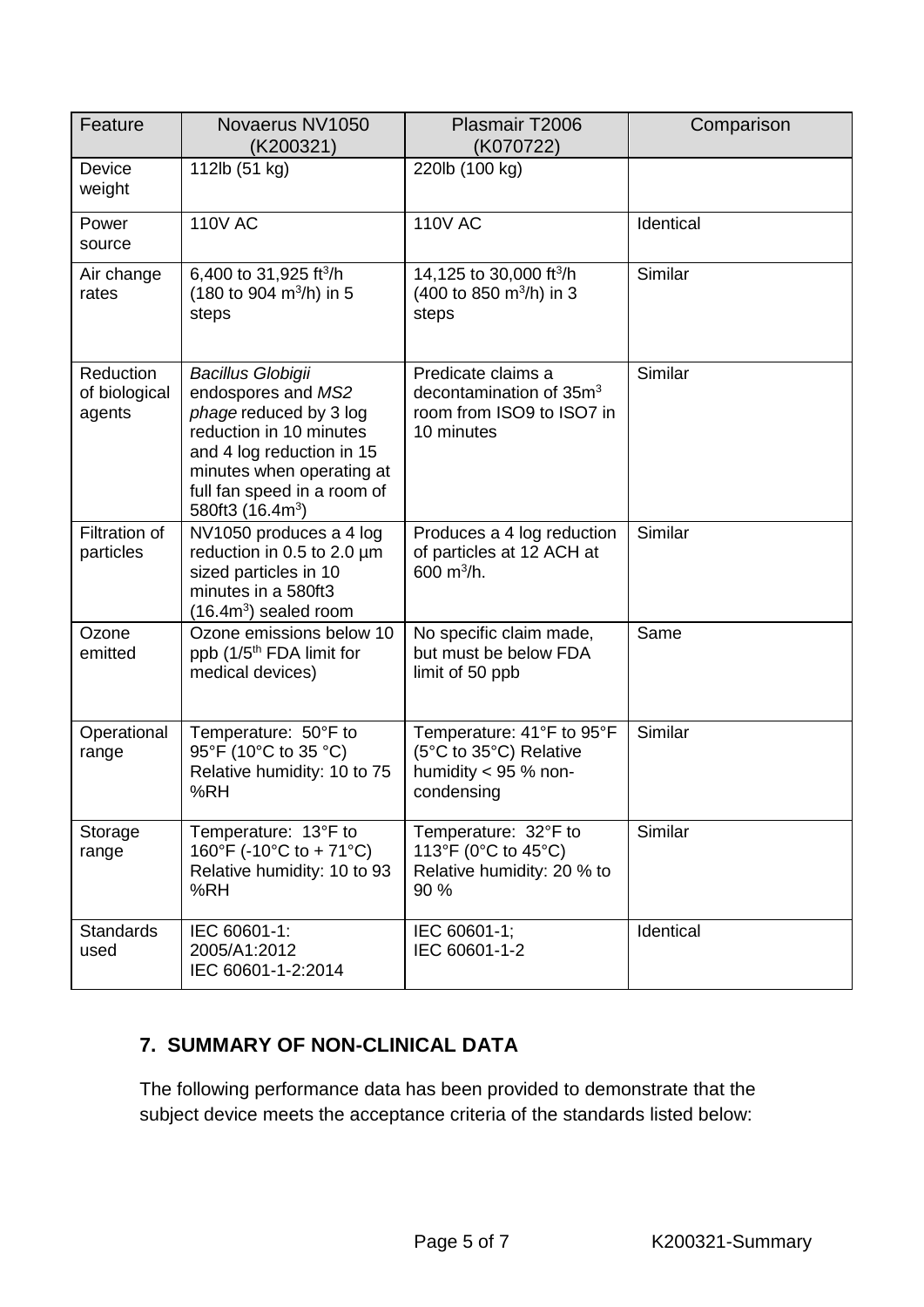| Feature | Novaerus NV1050 (K200321) | Plasmair T2006 (K070722) | Comparison |
| --- | --- | --- | --- |
| Device weight | 112lb (51 kg) | 220lb (100 kg) | |
| Power source | 110V AC | 110V AC | Identical |
| Air change rates | 6,400 to 31,925 $ft^3/h$ (180 to 904 $m^3/h$) in 5 steps | 14,125 to 30,000 $ft^3/h$ (400 to 850 $m^3/h$) in 3 steps | Similar |
| Reduction of biological agents | *Bacillus Globigii* endospores and *MS2 phage* reduced by 3 log reduction in 10 minutes and 4 log reduction in 15 minutes when operating at full fan speed in a room of 580ft3 (16.4$m^3$) | Predicate claims a decontamination of 35$m^3$ room from ISO9 to ISO7 in 10 minutes | Similar |
| Filtration of particles | NV1050 produces a 4 log reduction in 0.5 to 2.0 µm sized particles in 10 minutes in a 580ft3 (16.4$m^3$) sealed room | Produces a 4 log reduction of particles at 12 ACH at 600 $m^3/h$. | Similar |
| Ozone emitted | Ozone emissions below 10 ppb (1/5th FDA limit for medical devices) | No specific claim made, but must be below FDA limit of 50 ppb | Same |
| Operational range | Temperature: 50°F to 95°F (10°C to 35 °C) Relative humidity: 10 to 75 %RH | Temperature: 41°F to 95°F (5°C to 35°C) Relative humidity < 95 % non-condensing | Similar |
| Storage range | Temperature: 13°F to 160°F (-10°C to + 71°C) Relative humidity: 10 to 93 %RH | Temperature: 32°F to 113°F (0°C to 45°C) Relative humidity: 20 % to 90 % | Similar |
| Standards used | IEC 60601-1: 2005/A1:2012 IEC 60601-1-2:2014 | IEC 60601-1; IEC 60601-1-2 | Identical |

## 7. SUMMARY OF NON-CLINICAL DATA

The following performance data has been provided to demonstrate that the subject device meets the acceptance criteria of the standards listed below: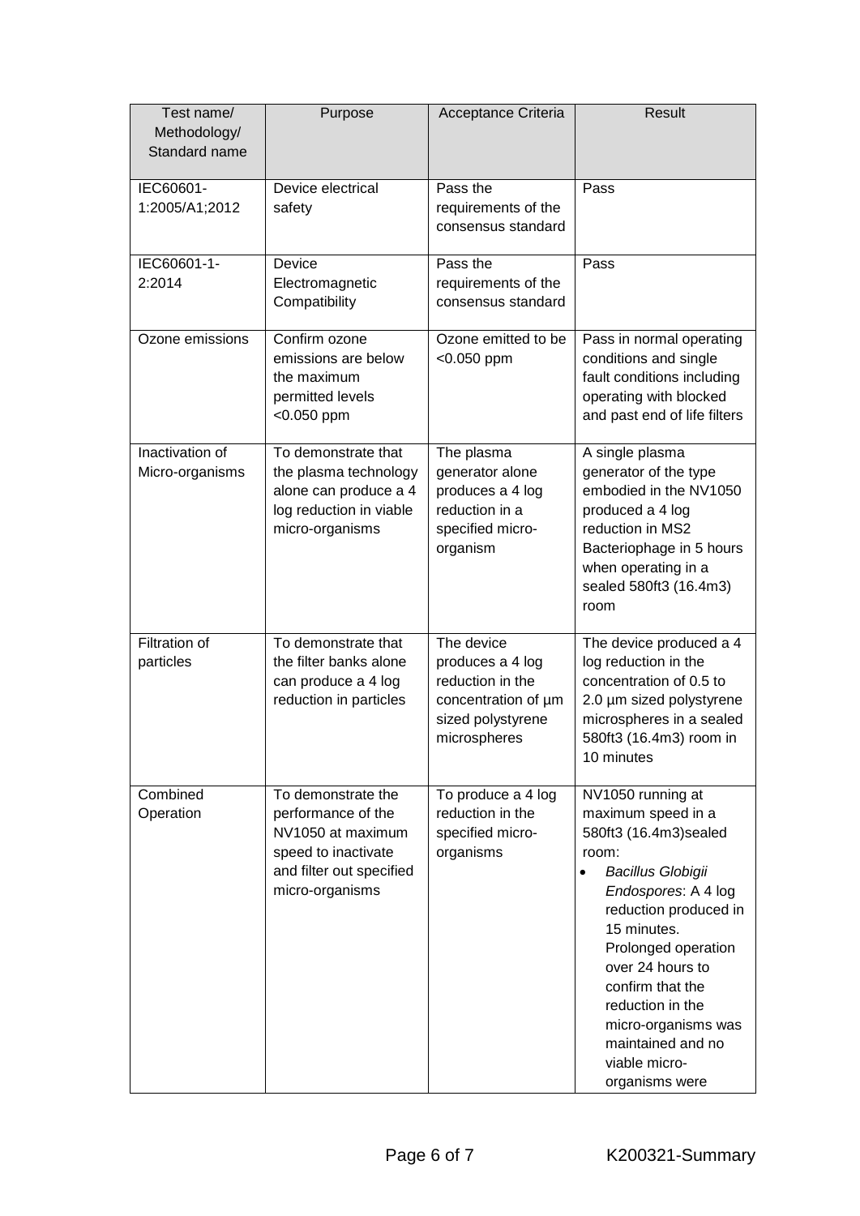| Test name/ Methodology/ Standard name | Purpose | Acceptance Criteria | Result |
|---|---|---|---|
| IEC60601-1:2005/A1;2012 | Device electrical safety | Pass the requirements of the consensus standard | Pass |
| IEC60601-1-2:2014 | Device Electromagnetic Compatibility | Pass the requirements of the consensus standard | Pass |
| Ozone emissions | Confirm ozone emissions are below the maximum permitted levels <0.050 ppm | Ozone emitted to be <0.050 ppm | Pass in normal operating conditions and single fault conditions including operating with blocked and past end of life filters |
| Inactivation of Micro-organisms | To demonstrate that the plasma technology alone can produce a 4 log reduction in viable micro-organisms | The plasma generator alone produces a 4 log reduction in a specified micro-organism | A single plasma generator of the type embodied in the NV1050 produced a 4 log reduction in MS2 Bacteriophage in 5 hours when operating in a sealed 580ft3 (16.4m3) room |
| Filtration of particles | To demonstrate that the filter banks alone can produce a 4 log reduction in particles | The device produces a 4 log reduction in the concentration of µm sized polystyrene microspheres | The device produced a 4 log reduction in the concentration of 0.5 to 2.0 µm sized polystyrene microspheres in a sealed 580ft3 (16.4m3) room in 10 minutes |
| Combined Operation | To demonstrate the performance of the NV1050 at maximum speed to inactivate and filter out specified micro-organisms | To produce a 4 log reduction in the specified micro-organisms | NV1050 running at maximum speed in a 580ft3 (16.4m3)sealed room:<br>• *Bacillus Globigii Endospores*: A 4 log reduction produced in 15 minutes. Prolonged operation over 24 hours to confirm that the reduction in the micro-organisms was maintained and no viable micro-organisms were |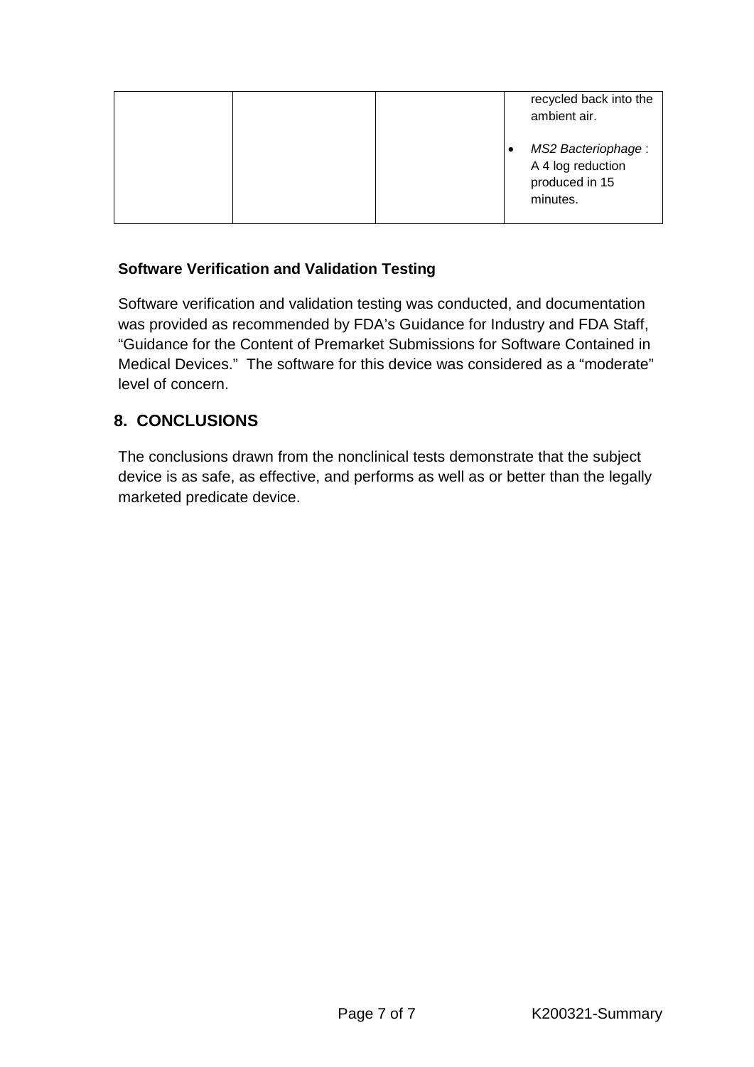| | | | |
|---|---|---|---|
| | | | recycled back into the ambient air.<br><br>• *MS2 Bacteriophage* : A 4 log reduction produced in 15 minutes. |

**Software Verification and Validation Testing**

Software verification and validation testing was conducted, and documentation was provided as recommended by FDA's Guidance for Industry and FDA Staff, "Guidance for the Content of Premarket Submissions for Software Contained in Medical Devices." The software for this device was considered as a "moderate" level of concern.

## 8. CONCLUSIONS

The conclusions drawn from the nonclinical tests demonstrate that the subject device is as safe, as effective, and performs as well as or better than the legally marketed predicate device.